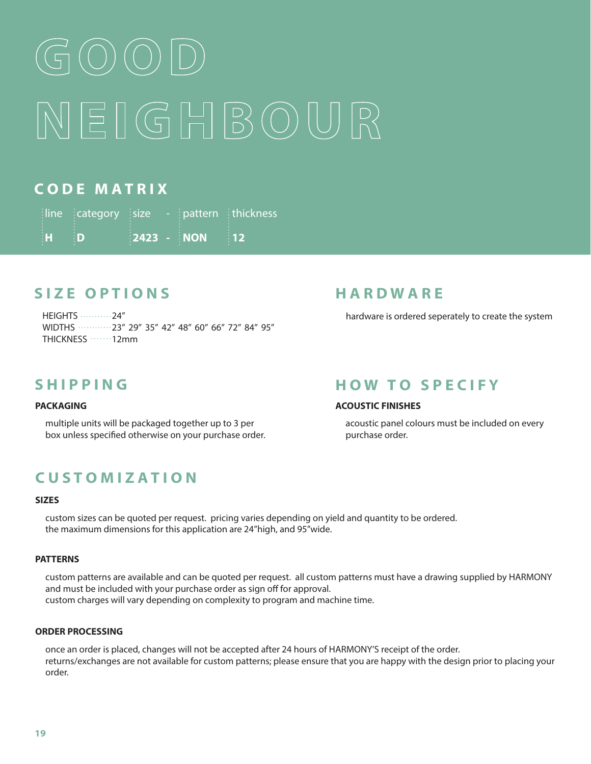# GOOD NEIGHBOUR

## CODE MATRIX

| line | category | size | - | pattern | thickness |
|---|---|---|---|---|---|
| **H** | **D** | **2423** | **-** | **NON** | **12** |

## SIZE OPTIONS

HEIGHTS ........... 24″
WIDTHS ........... 23″ 29″ 35″ 42″ 48″ 60″ 66″ 72″ 84″ 95″
THICKNESS ....... 12mm

## HARDWARE

hardware is ordered seperately to create the system

## SHIPPING

### PACKAGING

multiple units will be packaged together up to 3 per box unless specified otherwise on your purchase order.

## HOW TO SPECIFY

### ACOUSTIC FINISHES

acoustic panel colours must be included on every purchase order.

## CUSTOMIZATION

### SIZES

custom sizes can be quoted per request. pricing varies depending on yield and quantity to be ordered.
the maximum dimensions for this application are 24″high, and 95″wide.

### PATTERNS

custom patterns are available and can be quoted per request. all custom patterns must have a drawing supplied by HARMONY and must be included with your purchase order as sign off for approval.
custom charges will vary depending on complexity to program and machine time.

### ORDER PROCESSING

once an order is placed, changes will not be accepted after 24 hours of HARMONY'S receipt of the order.
returns/exchanges are not available for custom patterns; please ensure that you are happy with the design prior to placing your order.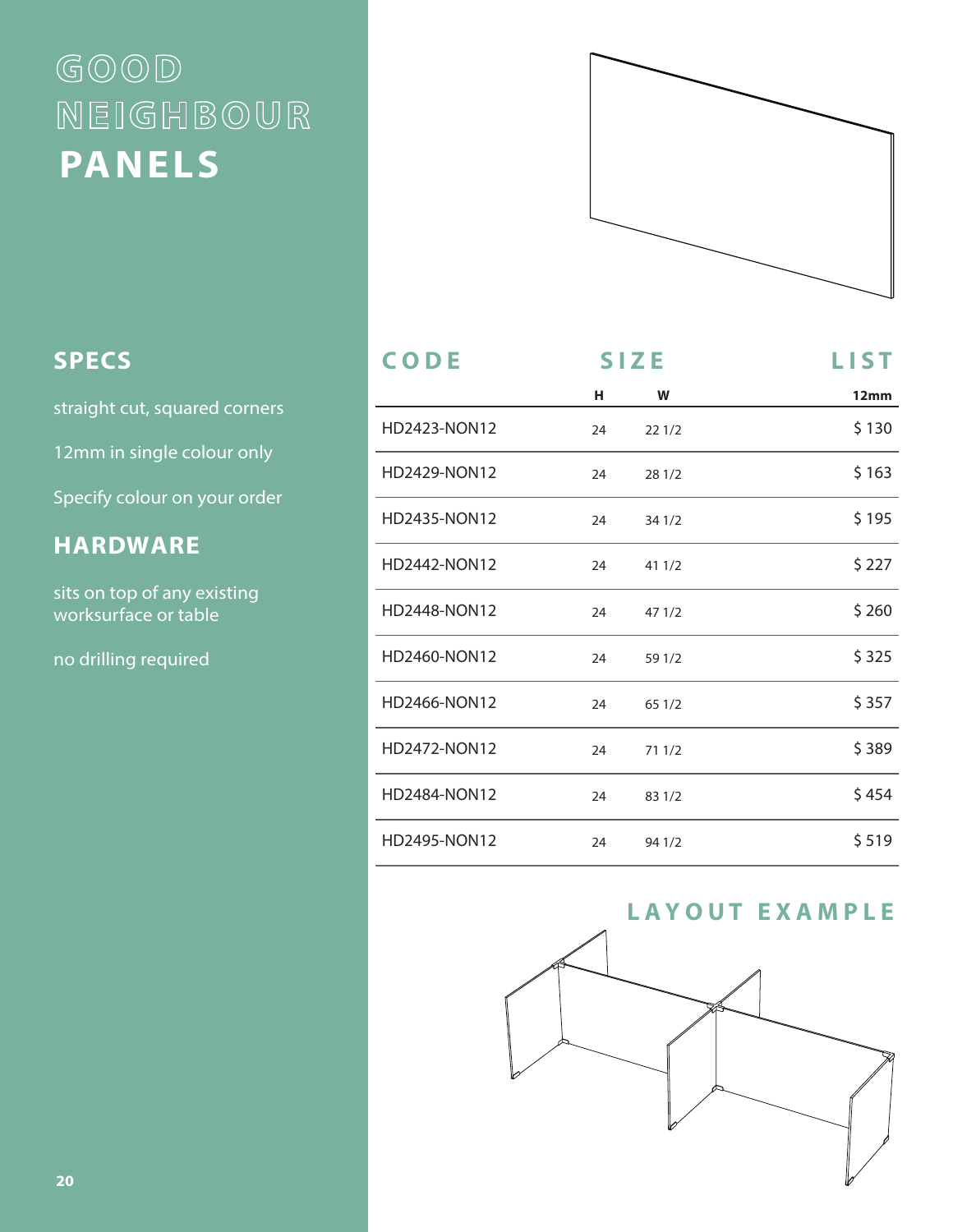# GOOD NEIGHBOUR PANELS

## SPECS

straight cut, squared corners

12mm in single colour only

Specify colour on your order

## HARDWARE

sits on top of any existing worksurface or table

no drilling required

| CODE | SIZE | | LIST |
|---|---|---|---|
| | H | W | 12mm |
| HD2423-NON12 | 24 | 22 1/2 | $ 130 |
| HD2429-NON12 | 24 | 28 1/2 | $ 163 |
| HD2435-NON12 | 24 | 34 1/2 | $ 195 |
| HD2442-NON12 | 24 | 41 1/2 | $ 227 |
| HD2448-NON12 | 24 | 47 1/2 | $ 260 |
| HD2460-NON12 | 24 | 59 1/2 | $ 325 |
| HD2466-NON12 | 24 | 65 1/2 | $ 357 |
| HD2472-NON12 | 24 | 71 1/2 | $ 389 |
| HD2484-NON12 | 24 | 83 1/2 | $ 454 |
| HD2495-NON12 | 24 | 94 1/2 | $ 519 |

## LAYOUT EXAMPLE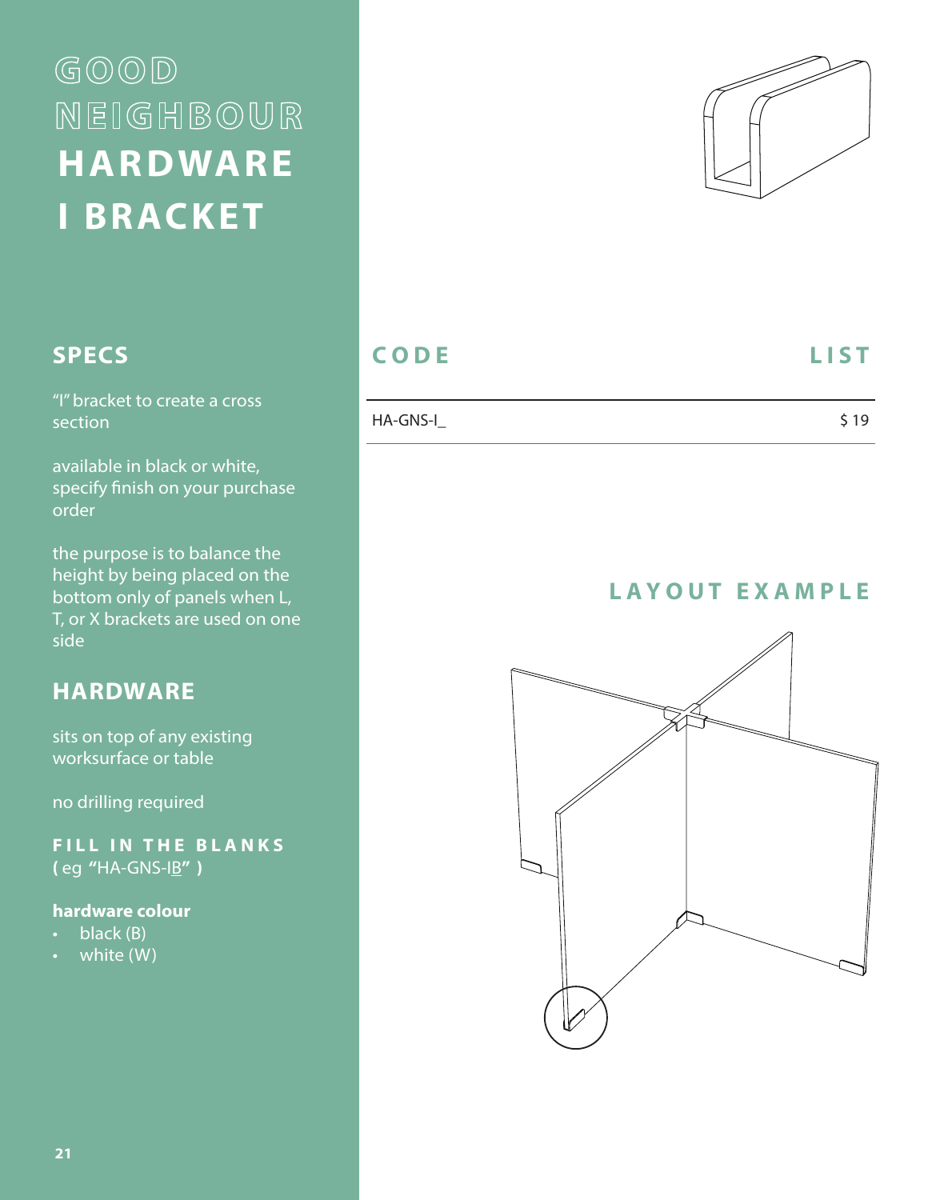# GOOD NEIGHBOUR HARDWARE I BRACKET

## SPECS

"I" bracket to create a cross section

available in black or white, specify finish on your purchase order

the purpose is to balance the height by being placed on the bottom only of panels when L, T, or X brackets are used on one side

## HARDWARE

sits on top of any existing worksurface or table

no drilling required

**FILL IN THE BLANKS**
**(** eg **"**HA-GNS-IB**" )**

**hardware colour**

- black (B)
- white (W)

| CODE | LIST |
| --- | --- |
| HA-GNS-I_ | $ 19 |

## LAYOUT EXAMPLE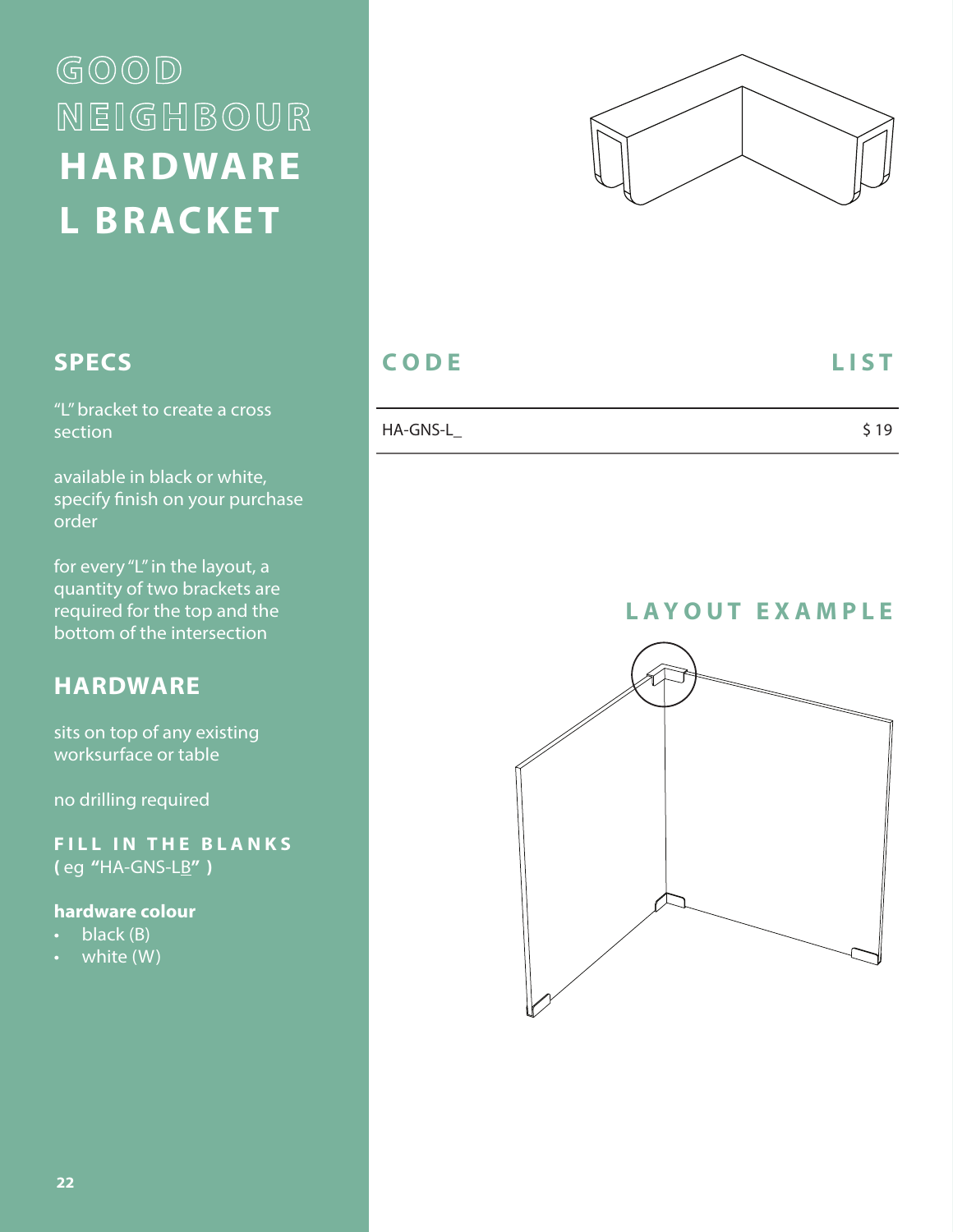# GOOD NEIGHBOUR HARDWARE L BRACKET

## SPECS

"L" bracket to create a cross section

available in black or white, specify finish on your purchase order

for every "L" in the layout, a quantity of two brackets are required for the top and the bottom of the intersection

## HARDWARE

sits on top of any existing worksurface or table

no drilling required

**FILL IN THE BLANKS**
**(** eg **"**HA-GNS-LB**" )**

**hardware colour**

- black (B)
- white (W)

| CODE | LIST |
|---|---|
| HA-GNS-L_ | $ 19 |

## LAYOUT EXAMPLE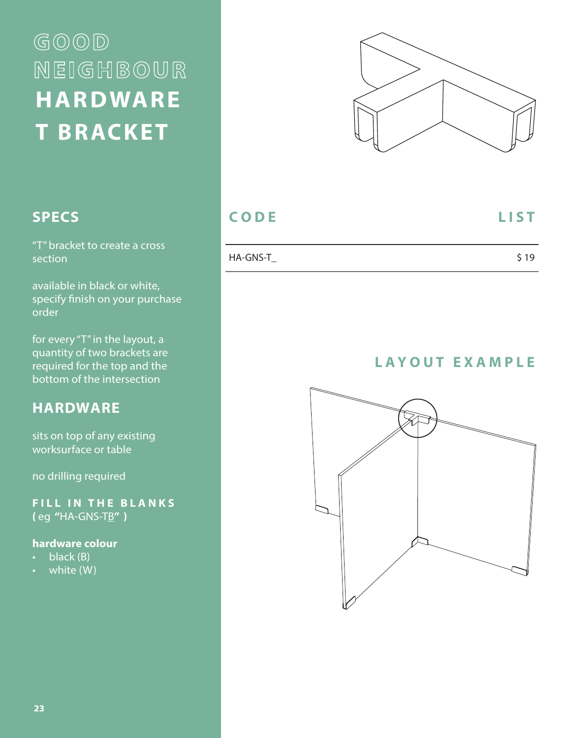# GOOD NEIGHBOUR HARDWARE T BRACKET

## SPECS

"T" bracket to create a cross section

available in black or white, specify finish on your purchase order

for every "T" in the layout, a quantity of two brackets are required for the top and the bottom of the intersection

## HARDWARE

sits on top of any existing worksurface or table

no drilling required

**FILL IN THE BLANKS**
**(** eg **"**HA-GNS-TB**" )**

**hardware colour**

- black (B)
- white (W)

| CODE | LIST |
|---|---|
| HA-GNS-T_ | $ 19 |

## LAYOUT EXAMPLE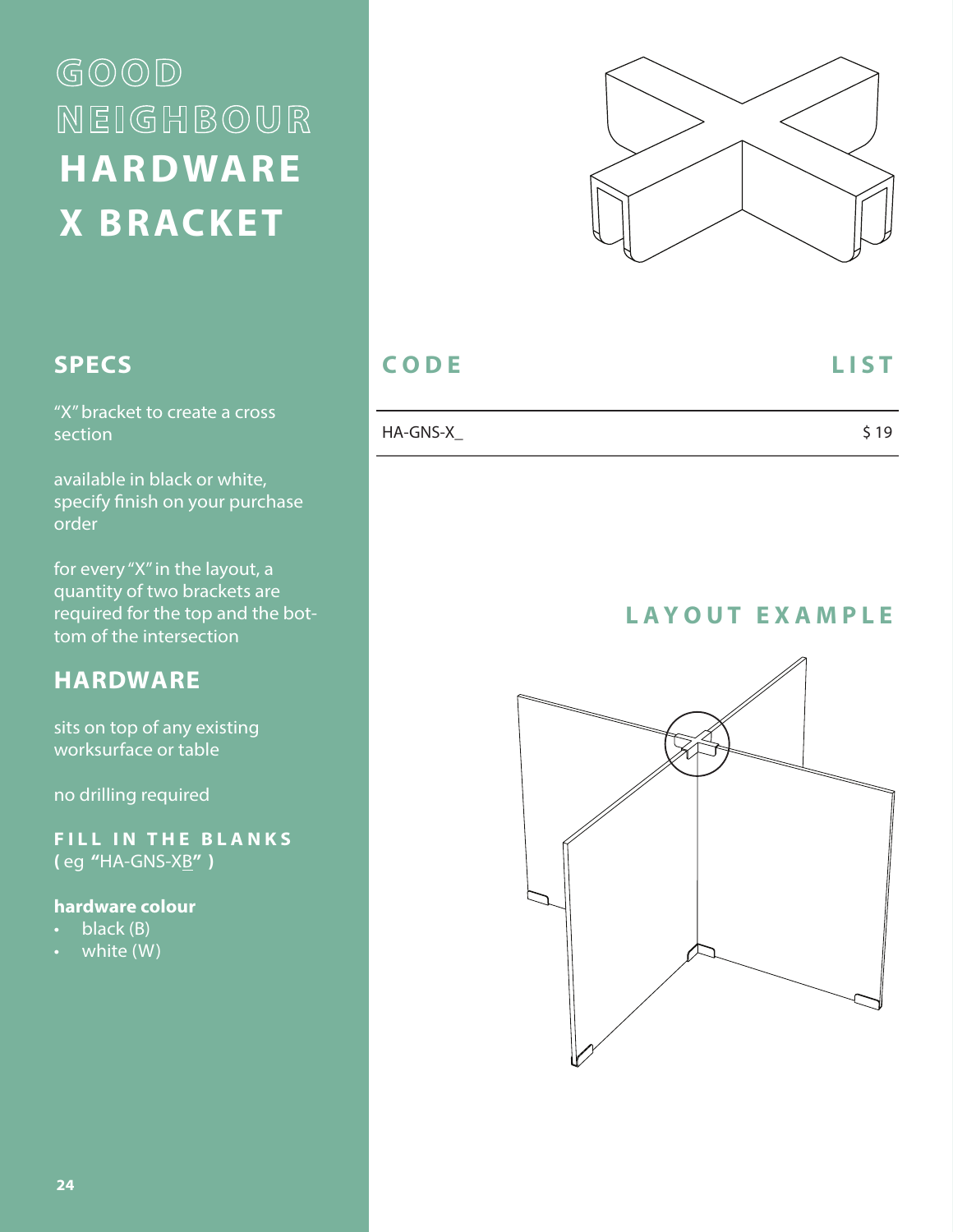# GOOD NEIGHBOUR HARDWARE X BRACKET

## SPECS

“X” bracket to create a cross section

available in black or white, specify finish on your purchase order

for every “X” in the layout, a quantity of two brackets are required for the top and the bottom of the intersection

## HARDWARE

sits on top of any existing worksurface or table

no drilling required

**FILL IN THE BLANKS**
**(** eg **“**HA-GNS-XB**” )**

**hardware colour**

- black (B)
- white (W)

| CODE | LIST |
|---|---|
| HA-GNS-X_ | $ 19 |

## LAYOUT EXAMPLE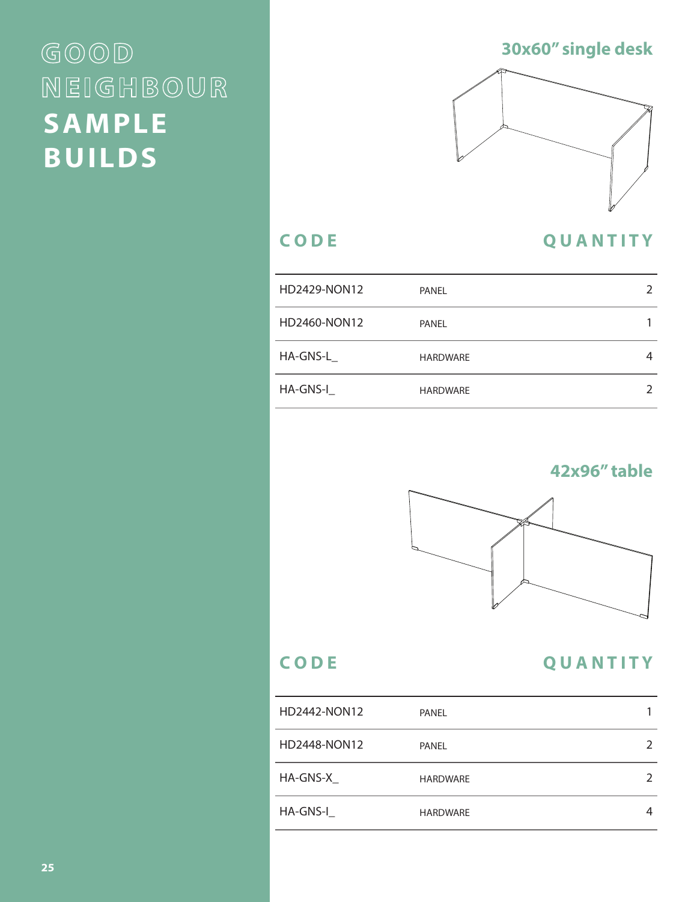# GOOD NEIGHBOUR SAMPLE BUILDS

## 30x60" single desk

| CODE | | QUANTITY |
|---|---|---|
| HD2429-NON12 | PANEL | 2 |
| HD2460-NON12 | PANEL | 1 |
| HA-GNS-L_ | HARDWARE | 4 |
| HA-GNS-I_ | HARDWARE | 2 |

## 42x96" table

| CODE | | QUANTITY |
|---|---|---|
| HD2442-NON12 | PANEL | 1 |
| HD2448-NON12 | PANEL | 2 |
| HA-GNS-X_ | HARDWARE | 2 |
| HA-GNS-I_ | HARDWARE | 4 |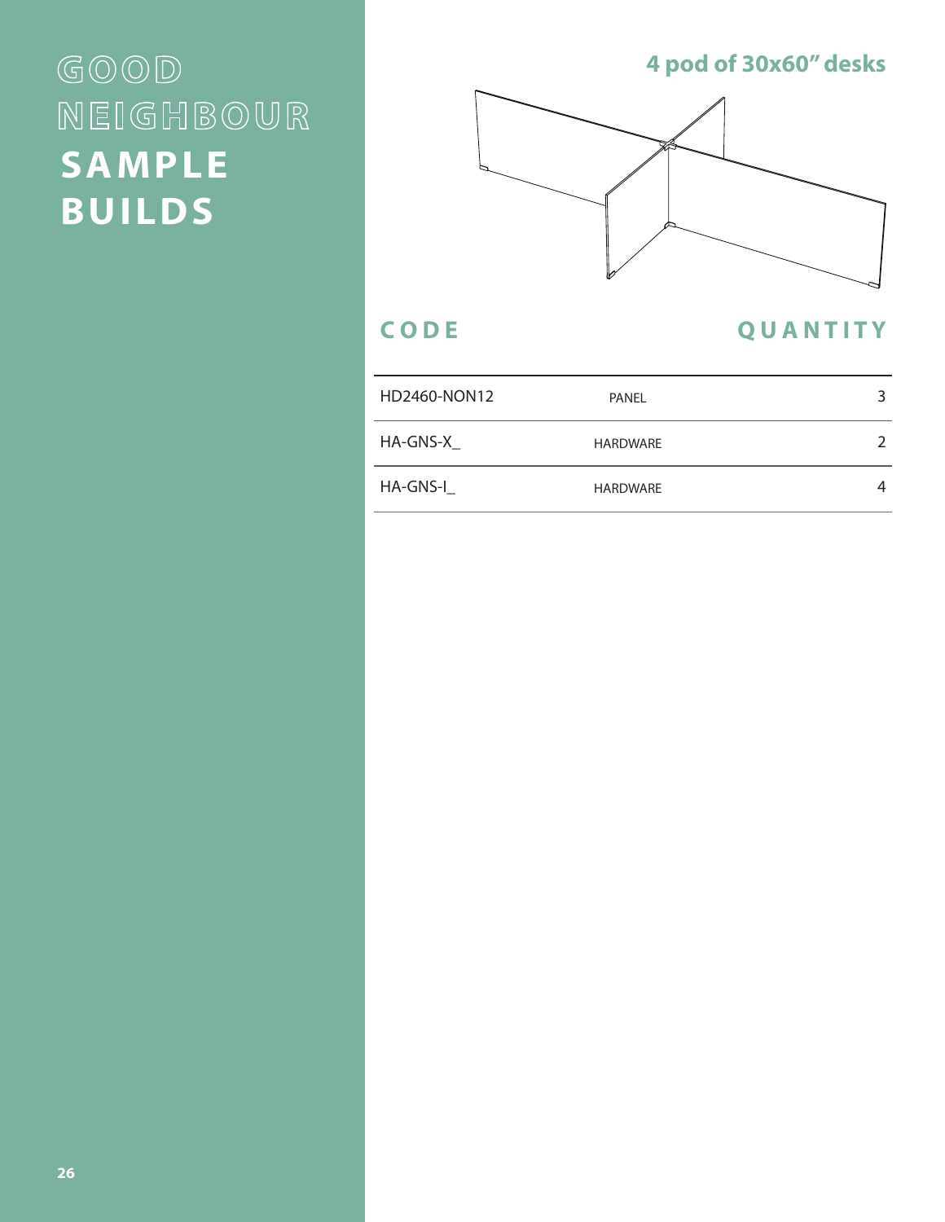# GOOD NEIGHBOUR
# SAMPLE BUILDS

## 4 pod of 30x60" desks

| CODE | | QUANTITY |
| --- | --- | --- |
| HD2460-NON12 | PANEL | 3 |
| HA-GNS-X_ | HARDWARE | 2 |
| HA-GNS-I_ | HARDWARE | 4 |